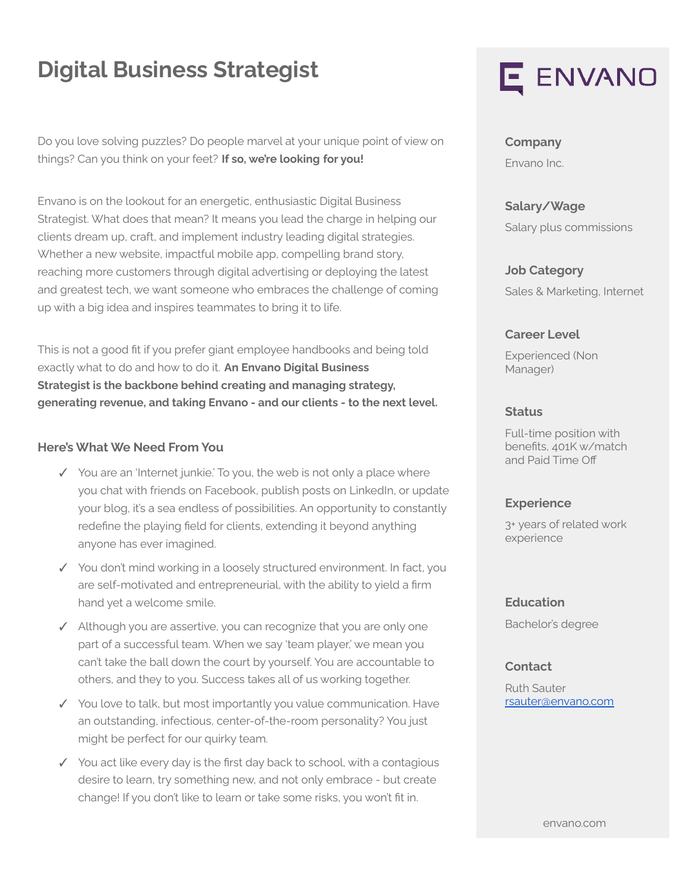# Digital Business Strategist

Do you love solving puzzles? Do people marvel at your unique point of view on things? Can you think on your feet? **If so, we're looking for you!**

Envano is on the lookout for an energetic, enthusiastic Digital Business Strategist. What does that mean? It means you lead the charge in helping our clients dream up, craft, and implement industry leading digital strategies. Whether a new website, impactful mobile app, compelling brand story, reaching more customers through digital advertising or deploying the latest and greatest tech, we want someone who embraces the challenge of coming up with a big idea and inspires teammates to bring it to life.

This is not a good fit if you prefer giant employee handbooks and being told exactly what to do and how to do it. **An Envano Digital Business Strategist is the backbone behind creating and managing strategy, generating revenue, and taking Envano - and our clients - to the next level.**

### Here's What We Need From You

- ✓ You are an 'Internet junkie.' To you, the web is not only a place where you chat with friends on Facebook, publish posts on LinkedIn, or update your blog, it's a sea endless of possibilities. An opportunity to constantly redefine the playing field for clients, extending it beyond anything anyone has ever imagined.
- ✓ You don't mind working in a loosely structured environment. In fact, you are self-motivated and entrepreneurial, with the ability to yield a firm hand yet a welcome smile.
- ✓ Although you are assertive, you can recognize that you are only one part of a successful team. When we say 'team player,' we mean you can't take the ball down the court by yourself. You are accountable to others, and they to you. Success takes all of us working together.
- ✓ You love to talk, but most importantly you value communication. Have an outstanding, infectious, center-of-the-room personality? You just might be perfect for our quirky team.
- ✓ You act like every day is the first day back to school, with a contagious desire to learn, try something new, and not only embrace - but create change! If you don't like to learn or take some risks, you won't fit in.

ENVANO

**Company**
Envano Inc.

**Salary/Wage**
Salary plus commissions

**Job Category**
Sales & Marketing, Internet

**Career Level**
Experienced (Non Manager)

**Status**
Full-time position with benefits, 401K w/match and Paid Time Off

**Experience**
3+ years of related work experience

**Education**
Bachelor's degree

**Contact**
Ruth Sauter
rsauter@envano.com

envano.com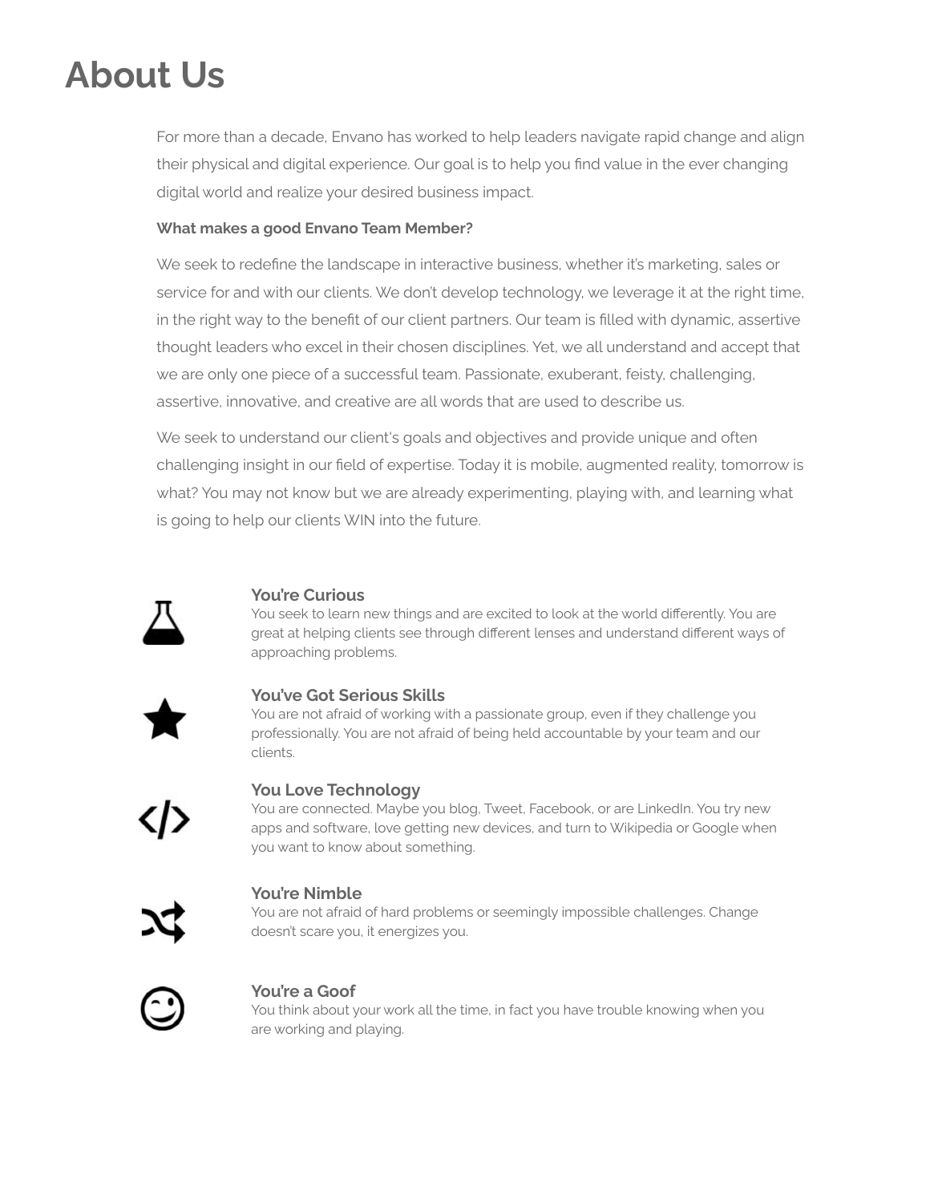# About Us

For more than a decade, Envano has worked to help leaders navigate rapid change and align their physical and digital experience. Our goal is to help you find value in the ever changing digital world and realize your desired business impact.

**What makes a good Envano Team Member?**

We seek to redefine the landscape in interactive business, whether it's marketing, sales or service for and with our clients. We don't develop technology, we leverage it at the right time, in the right way to the benefit of our client partners. Our team is filled with dynamic, assertive thought leaders who excel in their chosen disciplines. Yet, we all understand and accept that we are only one piece of a successful team. Passionate, exuberant, feisty, challenging, assertive, innovative, and creative are all words that are used to describe us.

We seek to understand our client's goals and objectives and provide unique and often challenging insight in our field of expertise. Today it is mobile, augmented reality, tomorrow is what? You may not know but we are already experimenting, playing with, and learning what is going to help our clients WIN into the future.

### You're Curious

You seek to learn new things and are excited to look at the world differently. You are great at helping clients see through different lenses and understand different ways of approaching problems.

### You've Got Serious Skills

You are not afraid of working with a passionate group, even if they challenge you professionally. You are not afraid of being held accountable by your team and our clients.

### You Love Technology

You are connected. Maybe you blog, Tweet, Facebook, or are LinkedIn. You try new apps and software, love getting new devices, and turn to Wikipedia or Google when you want to know about something.

### You're Nimble

You are not afraid of hard problems or seemingly impossible challenges. Change doesn't scare you, it energizes you.

### You're a Goof

You think about your work all the time, in fact you have trouble knowing when you are working and playing.